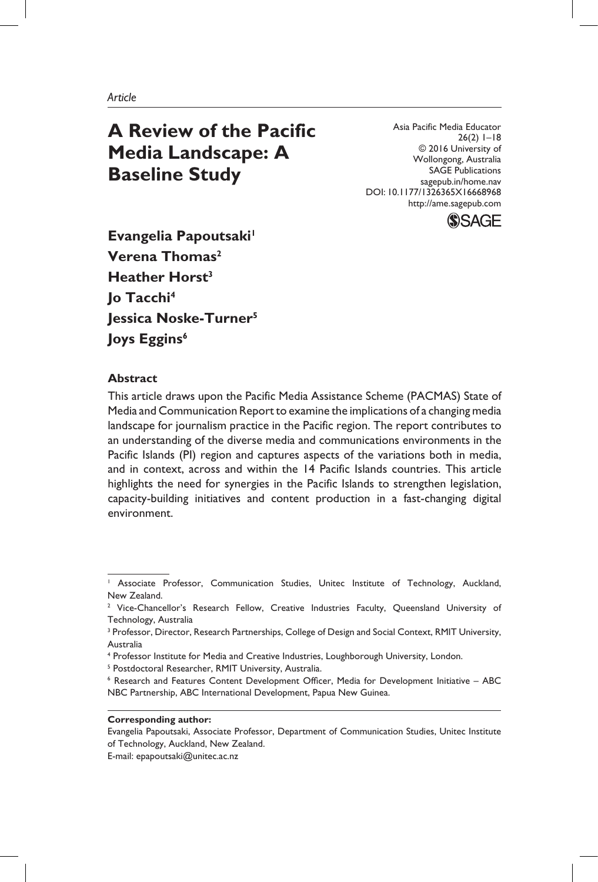*Article*

# A Review of the Pacific Media Landscape: A Baseline Study

Asia Pacific Media Educator
26(2) 1–18
© 2016 University of Wollongong, Australia
SAGE Publications
sagepub.in/home.nav
DOI: 10.1177/1326365X16668968
http://ame.sagepub.com

**Evangelia Papoutsaki[1]**
**Verena Thomas[2]**
**Heather Horst[3]**
**Jo Tacchi[4]**
**Jessica Noske-Turner[5]**
**Joys Eggins[6]**

### Abstract

This article draws upon the Pacific Media Assistance Scheme (PACMAS) State of Media and Communication Report to examine the implications of a changing media landscape for journalism practice in the Pacific region. The report contributes to an understanding of the diverse media and communications environments in the Pacific Islands (PI) region and captures aspects of the variations both in media, and in context, across and within the 14 Pacific Islands countries. This article highlights the need for synergies in the Pacific Islands to strengthen legislation, capacity-building initiatives and content production in a fast-changing digital environment.

[1] Associate Professor, Communication Studies, Unitec Institute of Technology, Auckland, New Zealand.
[2] Vice-Chancellor's Research Fellow, Creative Industries Faculty, Queensland University of Technology, Australia
[3] Professor, Director, Research Partnerships, College of Design and Social Context, RMIT University, Australia
[4] Professor Institute for Media and Creative Industries, Loughborough University, London.
[5] Postdoctoral Researcher, RMIT University, Australia.
[6] Research and Features Content Development Officer, Media for Development Initiative – ABC NBC Partnership, ABC International Development, Papua New Guinea.

**Corresponding author:**
Evangelia Papoutsaki, Associate Professor, Department of Communication Studies, Unitec Institute of Technology, Auckland, New Zealand.
E-mail: epapoutsaki@unitec.ac.nz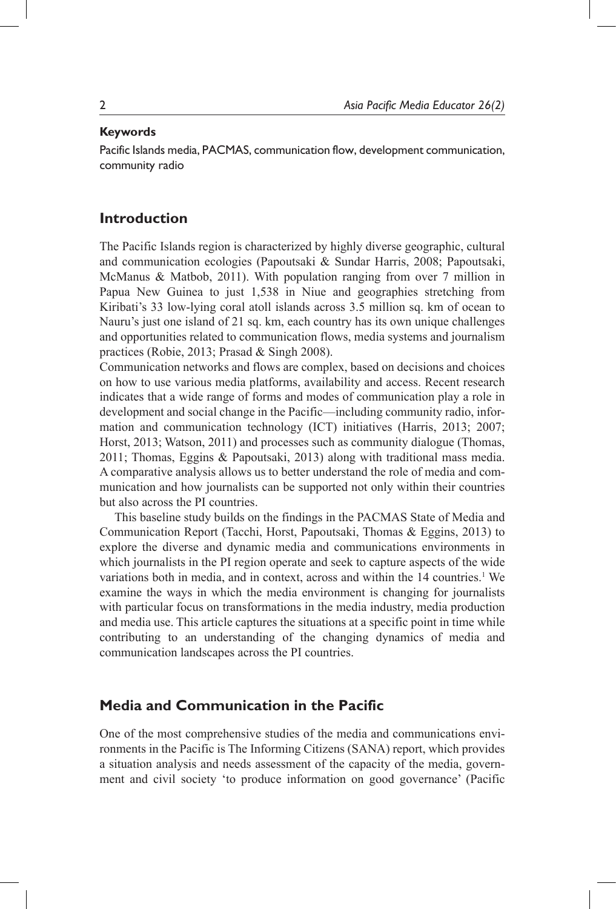**Keywords**

Pacific Islands media, PACMAS, communication flow, development communication, community radio

## Introduction

The Pacific Islands region is characterized by highly diverse geographic, cultural and communication ecologies (Papoutsaki & Sundar Harris, 2008; Papoutsaki, McManus & Matbob, 2011). With population ranging from over 7 million in Papua New Guinea to just 1,538 in Niue and geographies stretching from Kiribati's 33 low-lying coral atoll islands across 3.5 million sq. km of ocean to Nauru's just one island of 21 sq. km, each country has its own unique challenges and opportunities related to communication flows, media systems and journalism practices (Robie, 2013; Prasad & Singh 2008).

Communication networks and flows are complex, based on decisions and choices on how to use various media platforms, availability and access. Recent research indicates that a wide range of forms and modes of communication play a role in development and social change in the Pacific—including community radio, information and communication technology (ICT) initiatives (Harris, 2013; 2007; Horst, 2013; Watson, 2011) and processes such as community dialogue (Thomas, 2011; Thomas, Eggins & Papoutsaki, 2013) along with traditional mass media. A comparative analysis allows us to better understand the role of media and communication and how journalists can be supported not only within their countries but also across the PI countries.

This baseline study builds on the findings in the PACMAS State of Media and Communication Report (Tacchi, Horst, Papoutsaki, Thomas & Eggins, 2013) to explore the diverse and dynamic media and communications environments in which journalists in the PI region operate and seek to capture aspects of the wide variations both in media, and in context, across and within the 14 countries.[1] We examine the ways in which the media environment is changing for journalists with particular focus on transformations in the media industry, media production and media use. This article captures the situations at a specific point in time while contributing to an understanding of the changing dynamics of media and communication landscapes across the PI countries.

## Media and Communication in the Pacific

One of the most comprehensive studies of the media and communications environments in the Pacific is The Informing Citizens (SANA) report, which provides a situation analysis and needs assessment of the capacity of the media, government and civil society 'to produce information on good governance' (Pacific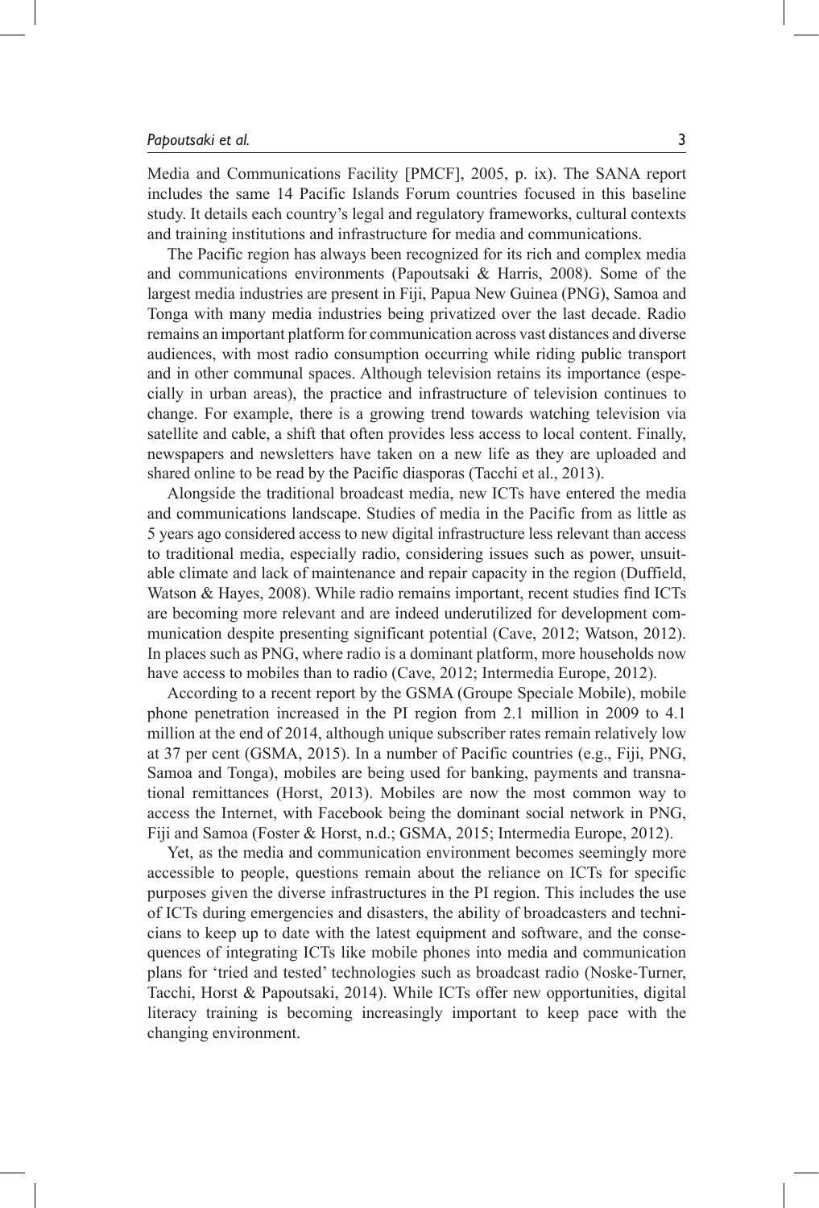Media and Communications Facility [PMCF], 2005, p. ix). The SANA report includes the same 14 Pacific Islands Forum countries focused in this baseline study. It details each country's legal and regulatory frameworks, cultural contexts and training institutions and infrastructure for media and communications.

The Pacific region has always been recognized for its rich and complex media and communications environments (Papoutsaki & Harris, 2008). Some of the largest media industries are present in Fiji, Papua New Guinea (PNG), Samoa and Tonga with many media industries being privatized over the last decade. Radio remains an important platform for communication across vast distances and diverse audiences, with most radio consumption occurring while riding public transport and in other communal spaces. Although television retains its importance (especially in urban areas), the practice and infrastructure of television continues to change. For example, there is a growing trend towards watching television via satellite and cable, a shift that often provides less access to local content. Finally, newspapers and newsletters have taken on a new life as they are uploaded and shared online to be read by the Pacific diasporas (Tacchi et al., 2013).

Alongside the traditional broadcast media, new ICTs have entered the media and communications landscape. Studies of media in the Pacific from as little as 5 years ago considered access to new digital infrastructure less relevant than access to traditional media, especially radio, considering issues such as power, unsuitable climate and lack of maintenance and repair capacity in the region (Duffield, Watson & Hayes, 2008). While radio remains important, recent studies find ICTs are becoming more relevant and are indeed underutilized for development communication despite presenting significant potential (Cave, 2012; Watson, 2012). In places such as PNG, where radio is a dominant platform, more households now have access to mobiles than to radio (Cave, 2012; Intermedia Europe, 2012).

According to a recent report by the GSMA (Groupe Speciale Mobile), mobile phone penetration increased in the PI region from 2.1 million in 2009 to 4.1 million at the end of 2014, although unique subscriber rates remain relatively low at 37 per cent (GSMA, 2015). In a number of Pacific countries (e.g., Fiji, PNG, Samoa and Tonga), mobiles are being used for banking, payments and transnational remittances (Horst, 2013). Mobiles are now the most common way to access the Internet, with Facebook being the dominant social network in PNG, Fiji and Samoa (Foster & Horst, n.d.; GSMA, 2015; Intermedia Europe, 2012).

Yet, as the media and communication environment becomes seemingly more accessible to people, questions remain about the reliance on ICTs for specific purposes given the diverse infrastructures in the PI region. This includes the use of ICTs during emergencies and disasters, the ability of broadcasters and technicians to keep up to date with the latest equipment and software, and the consequences of integrating ICTs like mobile phones into media and communication plans for 'tried and tested' technologies such as broadcast radio (Noske-Turner, Tacchi, Horst & Papoutsaki, 2014). While ICTs offer new opportunities, digital literacy training is becoming increasingly important to keep pace with the changing environment.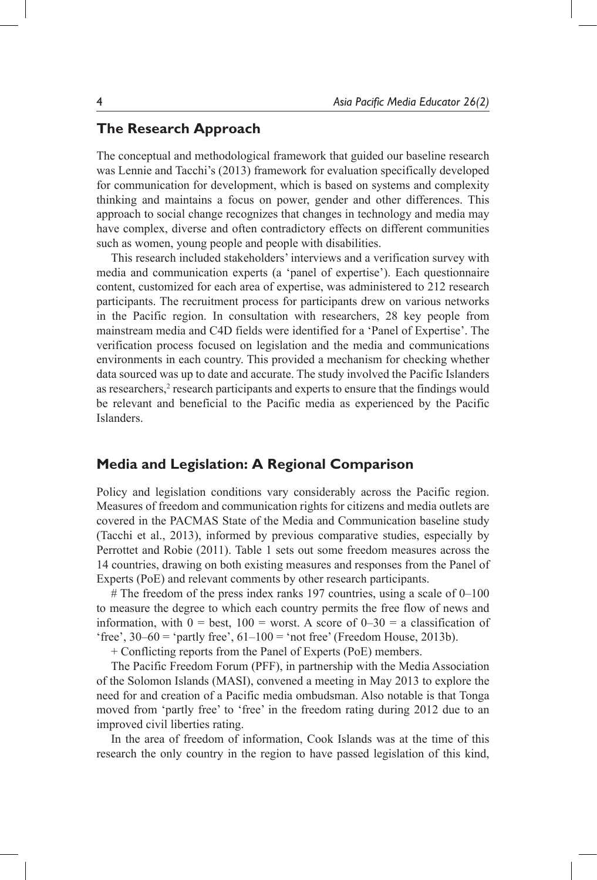## The Research Approach

The conceptual and methodological framework that guided our baseline research was Lennie and Tacchi's (2013) framework for evaluation specifically developed for communication for development, which is based on systems and complexity thinking and maintains a focus on power, gender and other differences. This approach to social change recognizes that changes in technology and media may have complex, diverse and often contradictory effects on different communities such as women, young people and people with disabilities.

This research included stakeholders' interviews and a verification survey with media and communication experts (a 'panel of expertise'). Each questionnaire content, customized for each area of expertise, was administered to 212 research participants. The recruitment process for participants drew on various networks in the Pacific region. In consultation with researchers, 28 key people from mainstream media and C4D fields were identified for a 'Panel of Expertise'. The verification process focused on legislation and the media and communications environments in each country. This provided a mechanism for checking whether data sourced was up to date and accurate. The study involved the Pacific Islanders as researchers,[2] research participants and experts to ensure that the findings would be relevant and beneficial to the Pacific media as experienced by the Pacific Islanders.

## Media and Legislation: A Regional Comparison

Policy and legislation conditions vary considerably across the Pacific region. Measures of freedom and communication rights for citizens and media outlets are covered in the PACMAS State of the Media and Communication baseline study (Tacchi et al., 2013), informed by previous comparative studies, especially by Perrottet and Robie (2011). Table 1 sets out some freedom measures across the 14 countries, drawing on both existing measures and responses from the Panel of Experts (PoE) and relevant comments by other research participants.

# The freedom of the press index ranks 197 countries, using a scale of 0–100 to measure the degree to which each country permits the free flow of news and information, with 0 = best, 100 = worst. A score of 0–30 = a classification of 'free', 30–60 = 'partly free', 61–100 = 'not free' (Freedom House, 2013b).

+ Conflicting reports from the Panel of Experts (PoE) members.

The Pacific Freedom Forum (PFF), in partnership with the Media Association of the Solomon Islands (MASI), convened a meeting in May 2013 to explore the need for and creation of a Pacific media ombudsman. Also notable is that Tonga moved from 'partly free' to 'free' in the freedom rating during 2012 due to an improved civil liberties rating.

In the area of freedom of information, Cook Islands was at the time of this research the only country in the region to have passed legislation of this kind,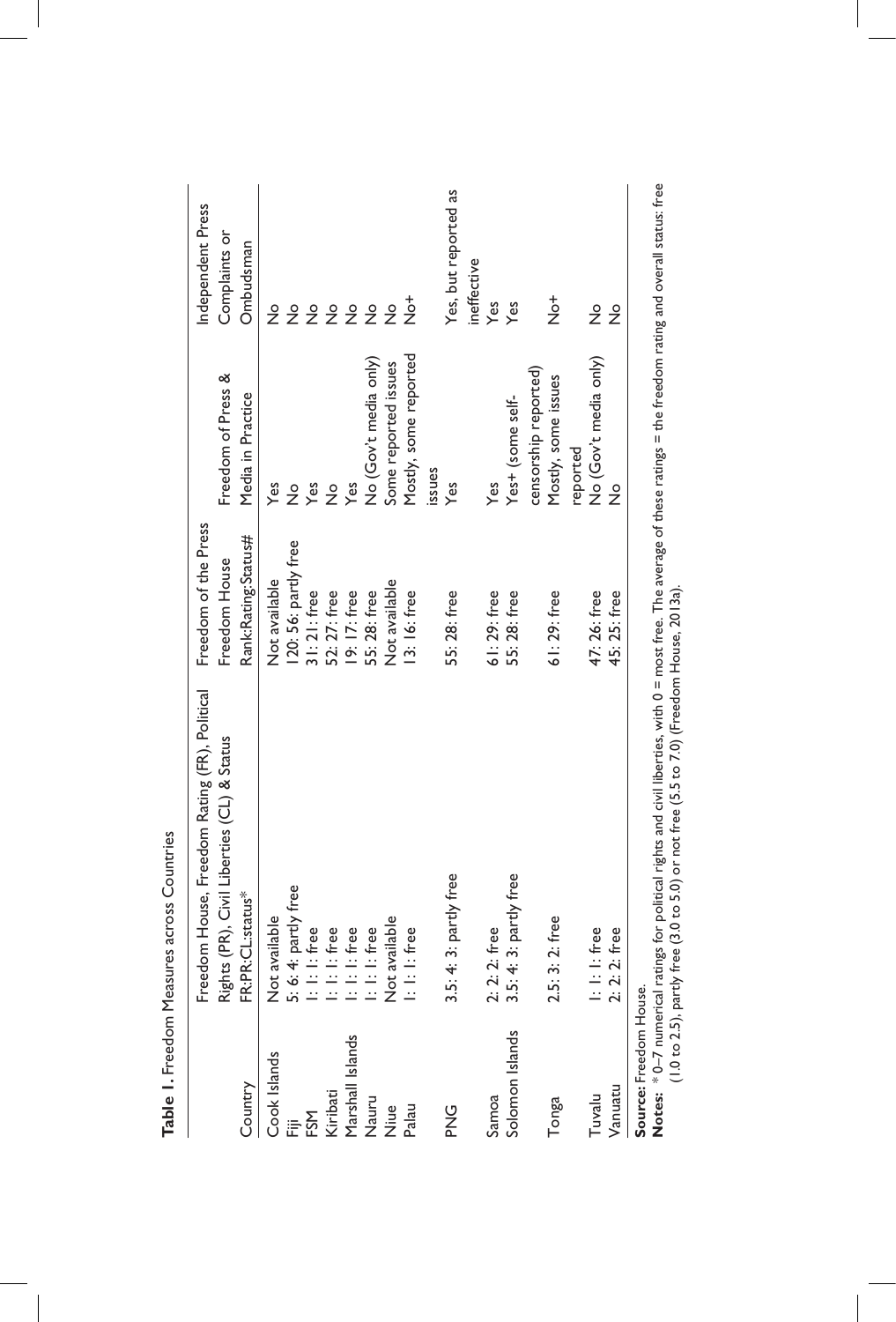**Table 1.** Freedom Measures across Countries

| Country | Freedom House, Freedom Rating (FR), Political Rights (PR), Civil Liberties (CL) & Status FR:PR:CL:status* | Freedom of the Press Freedom House Rank:Rating:Status# | Freedom of Press & Media in Practice | Independent Press Complaints or Ombudsman |
|---|---|---|---|---|
| Cook Islands | Not available | Not available | Yes | No |
| Fiji | 5: 6: 4: partly free | 120: 56: partly free | No | No |
| FSM | 1: 1: 1: free | 31: 21: free | Yes | No |
| Kiribati | 1: 1: 1: free | 52: 27: free | No | No |
| Marshall Islands | 1: 1: 1: free | 19: 17: free | Yes | No |
| Nauru | 1: 1: 1: free | 55: 28: free | No (Gov't media only) | No |
| Niue | Not available | Not available | Some reported issues | No |
| Palau | 1: 1: 1: free | 13: 16: free | Mostly, some reported issues | No+ |
| PNG | 3.5: 4: 3: partly free | 55: 28: free | Yes | Yes, but reported as ineffective |
| Samoa | 2: 2: 2: free | 61: 29: free | Yes | Yes |
| Solomon Islands | 3.5: 4: 3: partly free | 55: 28: free | Yes+ (some self-censorship reported) | Yes |
| Tonga | 2.5: 3: 2: free | 61: 29: free | Mostly, some issues reported | No+ |
| Tuvalu | 1: 1: 1: free | 47: 26: free | No (Gov't media only) | No |
| Vanuatu | 2: 2: 2: free | 45: 25: free | No | No |

**Source:** Freedom House.

**Notes:** * 0–7 numerical ratings for political rights and civil liberties, with 0 = most free. The average of these ratings = the freedom rating and overall status: free (1.0 to 2.5), partly free (3.0 to 5.0) or not free (5.5 to 7.0) (Freedom House, 2013a).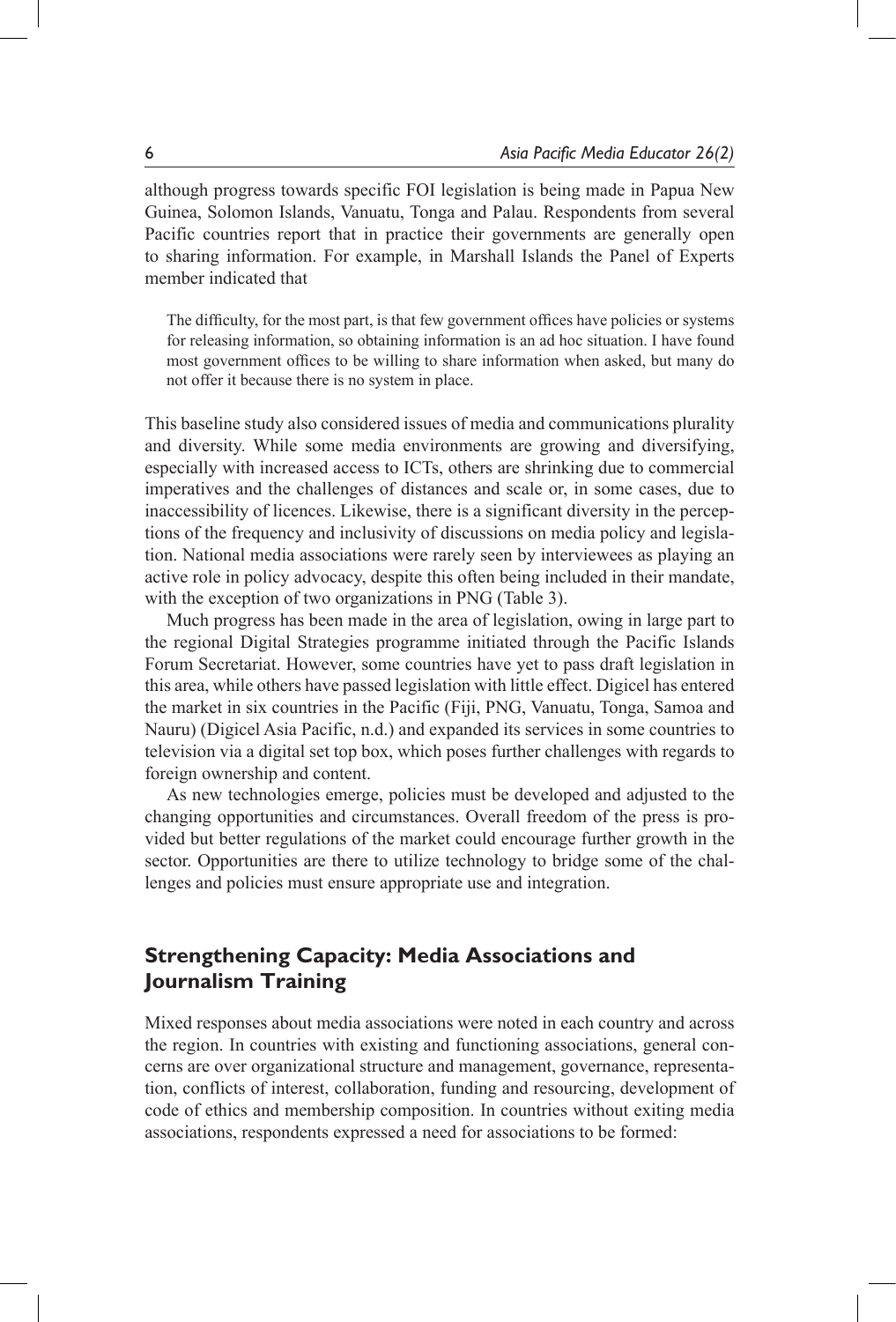although progress towards specific FOI legislation is being made in Papua New Guinea, Solomon Islands, Vanuatu, Tonga and Palau. Respondents from several Pacific countries report that in practice their governments are generally open to sharing information. For example, in Marshall Islands the Panel of Experts member indicated that

> The difficulty, for the most part, is that few government offices have policies or systems for releasing information, so obtaining information is an ad hoc situation. I have found most government offices to be willing to share information when asked, but many do not offer it because there is no system in place.

This baseline study also considered issues of media and communications plurality and diversity. While some media environments are growing and diversifying, especially with increased access to ICTs, others are shrinking due to commercial imperatives and the challenges of distances and scale or, in some cases, due to inaccessibility of licences. Likewise, there is a significant diversity in the perceptions of the frequency and inclusivity of discussions on media policy and legislation. National media associations were rarely seen by interviewees as playing an active role in policy advocacy, despite this often being included in their mandate, with the exception of two organizations in PNG (Table 3).

Much progress has been made in the area of legislation, owing in large part to the regional Digital Strategies programme initiated through the Pacific Islands Forum Secretariat. However, some countries have yet to pass draft legislation in this area, while others have passed legislation with little effect. Digicel has entered the market in six countries in the Pacific (Fiji, PNG, Vanuatu, Tonga, Samoa and Nauru) (Digicel Asia Pacific, n.d.) and expanded its services in some countries to television via a digital set top box, which poses further challenges with regards to foreign ownership and content.

As new technologies emerge, policies must be developed and adjusted to the changing opportunities and circumstances. Overall freedom of the press is provided but better regulations of the market could encourage further growth in the sector. Opportunities are there to utilize technology to bridge some of the challenges and policies must ensure appropriate use and integration.

## Strengthening Capacity: Media Associations and Journalism Training

Mixed responses about media associations were noted in each country and across the region. In countries with existing and functioning associations, general concerns are over organizational structure and management, governance, representation, conflicts of interest, collaboration, funding and resourcing, development of code of ethics and membership composition. In countries without exiting media associations, respondents expressed a need for associations to be formed: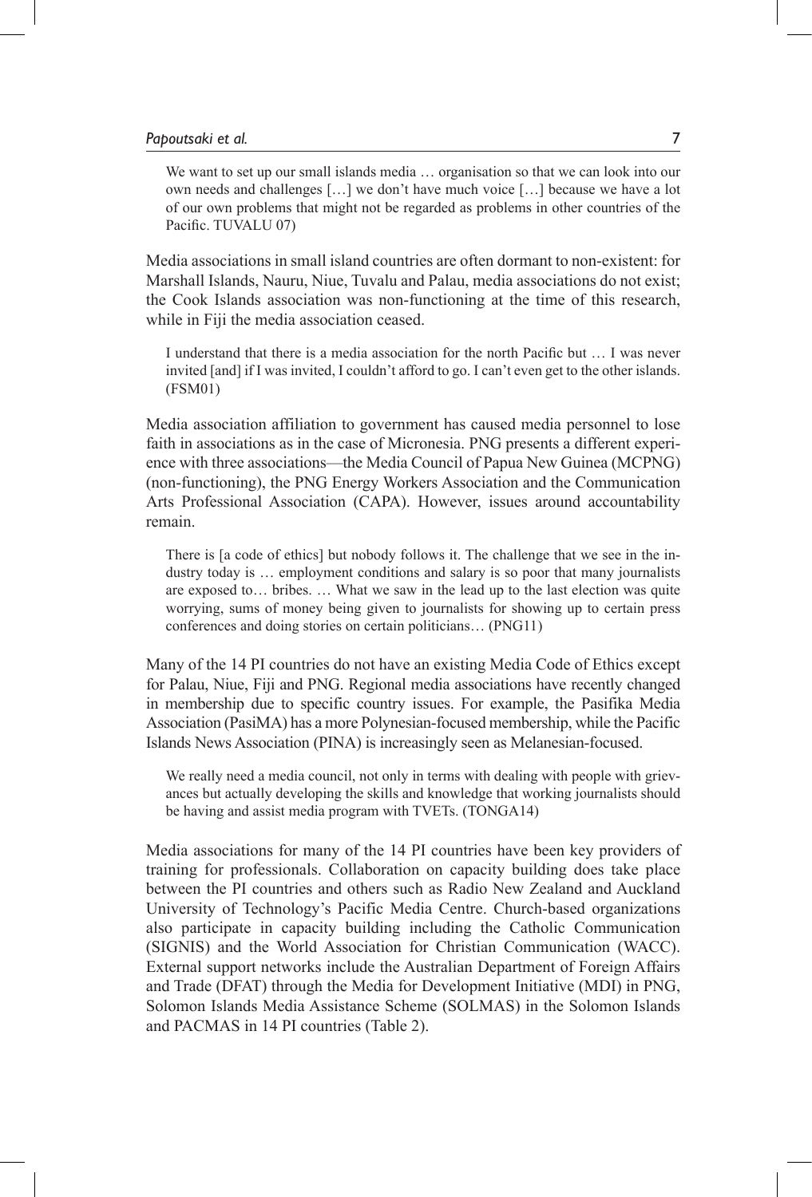> We want to set up our small islands media … organisation so that we can look into our own needs and challenges […] we don't have much voice […] because we have a lot of our own problems that might not be regarded as problems in other countries of the Pacific. TUVALU 07)

Media associations in small island countries are often dormant to non-existent: for Marshall Islands, Nauru, Niue, Tuvalu and Palau, media associations do not exist; the Cook Islands association was non-functioning at the time of this research, while in Fiji the media association ceased.

> I understand that there is a media association for the north Pacific but … I was never invited [and] if I was invited, I couldn't afford to go. I can't even get to the other islands. (FSM01)

Media association affiliation to government has caused media personnel to lose faith in associations as in the case of Micronesia. PNG presents a different experience with three associations—the Media Council of Papua New Guinea (MCPNG) (non-functioning), the PNG Energy Workers Association and the Communication Arts Professional Association (CAPA). However, issues around accountability remain.

> There is [a code of ethics] but nobody follows it. The challenge that we see in the industry today is … employment conditions and salary is so poor that many journalists are exposed to… bribes. … What we saw in the lead up to the last election was quite worrying, sums of money being given to journalists for showing up to certain press conferences and doing stories on certain politicians… (PNG11)

Many of the 14 PI countries do not have an existing Media Code of Ethics except for Palau, Niue, Fiji and PNG. Regional media associations have recently changed in membership due to specific country issues. For example, the Pasifika Media Association (PasiMA) has a more Polynesian-focused membership, while the Pacific Islands News Association (PINA) is increasingly seen as Melanesian-focused.

> We really need a media council, not only in terms with dealing with people with grievances but actually developing the skills and knowledge that working journalists should be having and assist media program with TVETs. (TONGA14)

Media associations for many of the 14 PI countries have been key providers of training for professionals. Collaboration on capacity building does take place between the PI countries and others such as Radio New Zealand and Auckland University of Technology's Pacific Media Centre. Church-based organizations also participate in capacity building including the Catholic Communication (SIGNIS) and the World Association for Christian Communication (WACC). External support networks include the Australian Department of Foreign Affairs and Trade (DFAT) through the Media for Development Initiative (MDI) in PNG, Solomon Islands Media Assistance Scheme (SOLMAS) in the Solomon Islands and PACMAS in 14 PI countries (Table 2).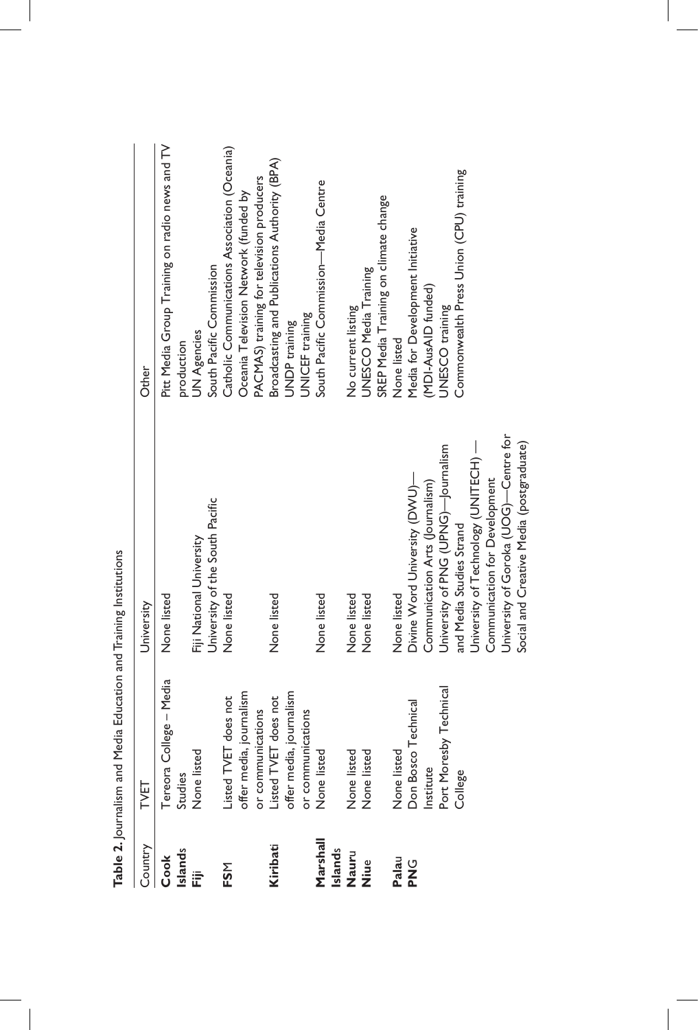**Table 2.** Journalism and Media Education and Training Institutions

| Country | TVET | University | Other |
| --- | --- | --- | --- |
| **Cook Islands** | Tereora College – Media Studies | None listed | Pitt Media Group Training on radio news and TV production |
| **Fiji** | None listed | Fiji National University<br>University of the South Pacific | UN Agencies<br>South Pacific Commission |
| **FSM** | Listed TVET does not offer media, journalism or communications | None listed | Catholic Communications Association (Oceania)<br>Oceania Television Network (funded by PACMAS) training for television producers |
| **Kiribati** | Listed TVET does not offer media, journalism or communications | None listed | Broadcasting and Publications Authority (BPA)<br>UNDP training<br>UNICEF training |
| **Marshall Islands** | None listed | None listed | South Pacific Commission—Media Centre |
| **Nauru** | None listed | None listed | No current listing |
| **Niue** | None listed | None listed | UNESCO Media Training<br>SREP Media Training on climate change |
| **Palau** | None listed | None listed | None listed |
| **PNG** | Don Bosco Technical Institute<br>Port Moresby Technical College | Divine Word University (DWU)—Communication Arts (Journalism)<br>University of PNG (UPNG)—Journalism and Media Studies Strand<br>University of Technology (UNITECH) —Communication for Development<br>University of Goroka (UOG)—Centre for Social and Creative Media (postgraduate) | Media for Development Initiative (MDI-AusAID funded)<br>UNESCO training<br>Commonwealth Press Union (CPU) training |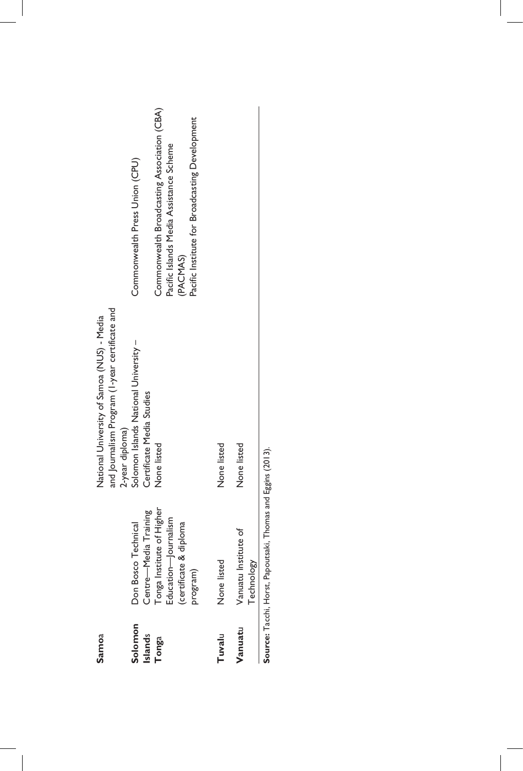| | | | |
|---|---|---|---|
| **Samoa** | | National University of Samoa (NUS) - Media and Journalism Program (1-year certificate and 2-year diploma) | |
| **Solomon Islands** | Don Bosco Technical Centre—Media Training | Solomon Islands National University – Certificate Media Studies | Commonwealth Press Union (CPU) |
| **Tonga** | Tonga Institute of Higher Education—Journalism (certificate & diploma program) | None listed | Commonwealth Broadcasting Association (CBA)<br>Pacific Islands Media Assistance Scheme (PACMAS)<br>Pacific Institute for Broadcasting Development |
| **Tuvalu** | None listed | None listed | |
| **Vanuatu** | Vanuatu Institute of Technology | None listed | |

**Source:** Tacchi, Horst, Papoutsaki, Thomas and Eggins (2013).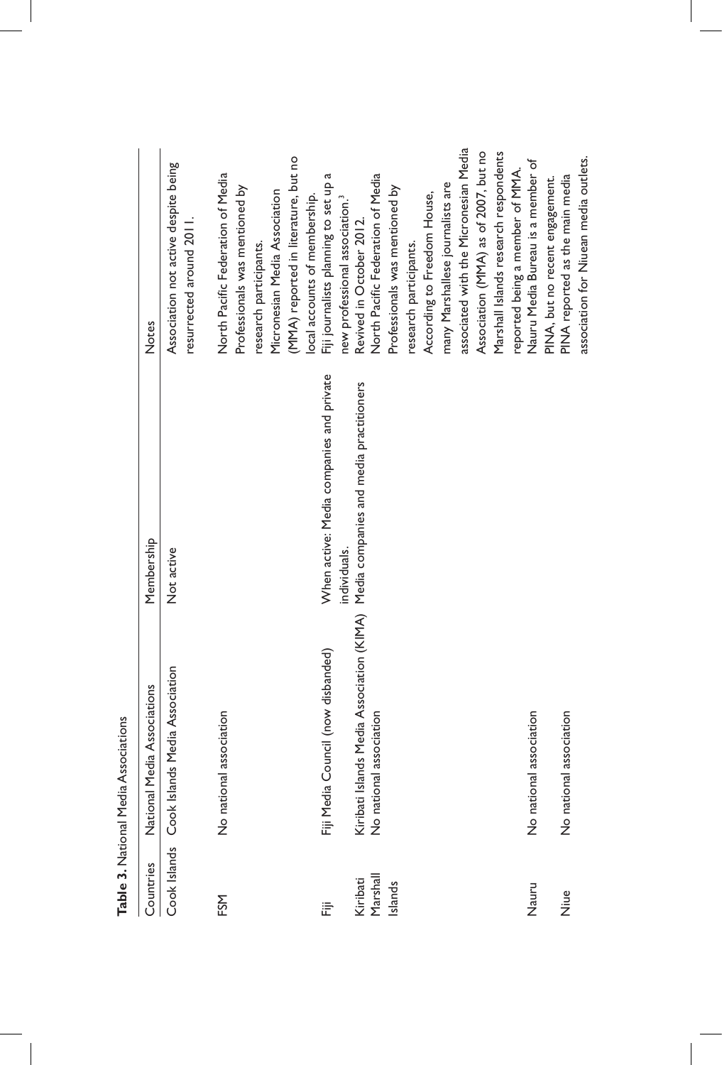**Table 3.** National Media Associations

| Countries | National Media Associations | Membership | Notes |
|---|---|---|---|
| Cook Islands | Cook Islands Media Association | Not active | Association not active despite being resurrected around 2011. |
| FSM | No national association | | North Pacific Federation of Media Professionals was mentioned by research participants. Micronesian Media Association (MMA) reported in literature, but no local accounts of membership. |
| Fiji | Fiji Media Council (now disbanded) | When active: Media companies and private individuals. | Fiji journalists planning to set up a new professional association.[3] |
| Kiribati | Kiribati Islands Media Association (KIMA) | Media companies and media practitioners | Revived in October 2012. |
| Marshall Islands | No national association | | North Pacific Federation of Media Professionals was mentioned by research participants. According to Freedom House, many Marshallese journalists are associated with the Micronesian Media Association (MMA) as of 2007, but no Marshall Islands research respondents reported being a member of MMA. |
| Nauru | No national association | | Nauru Media Bureau is a member of PINA, but no recent engagement. |
| Niue | No national association | | PINA reported as the main media association for Niuean media outlets. |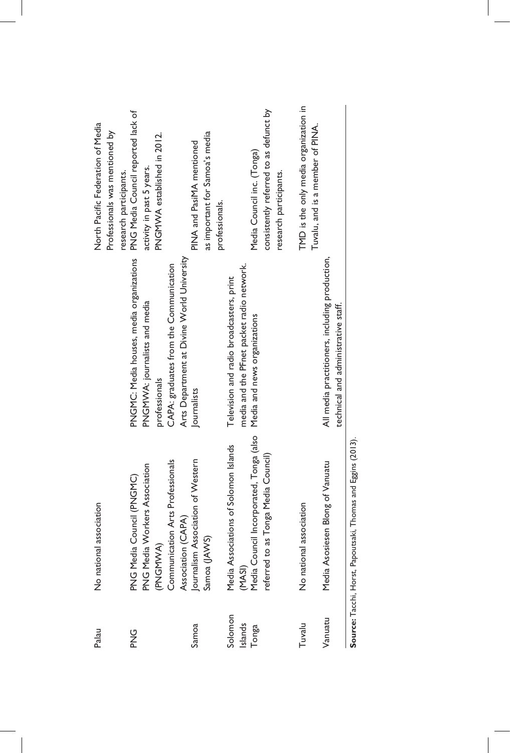| | | | |
|---|---|---|---|
| Palau | No national association | | North Pacific Federation of Media Professionals was mentioned by research participants. |
| PNG | PNG Media Council (PNGMC) PNG Media Workers Association (PNGMWA) Communication Arts Professionals Association (CAPA) | PNGMC: Media houses, media organizations PNGMWA: journalists and media professionals CAPA: graduates from the Communication Arts Department at Divine World University | PNG Media Council reported lack of activity in past 5 years. PNGMWA established in 2012. |
| Samoa | Journalism Association of Western Samoa (JAWS) | Journalists | PINA and PasiMA mentioned as important for Samoa's media professionals. |
| Solomon Islands | Media Associations of Solomon Islands (MASI) | Television and radio broadcasters, print media and the PFnet packet radio network. | |
| Tonga | Media Council Incorporated, Tonga (also referred to as Tonga Media Council) | Media and news organizations | Media Council inc. (Tonga) consistently referred to as defunct by research participants. |
| Tuvalu | No national association | | TMD is the only media organization in Tuvalu, and is a member of PINA. |
| Vanuatu | Media Asosiesen Blong of Vanuatu | All media practitioners, including production, technical and administrative staff. | |

**Source:** Tacchi, Horst, Papoutsaki, Thomas and Eggins (2013).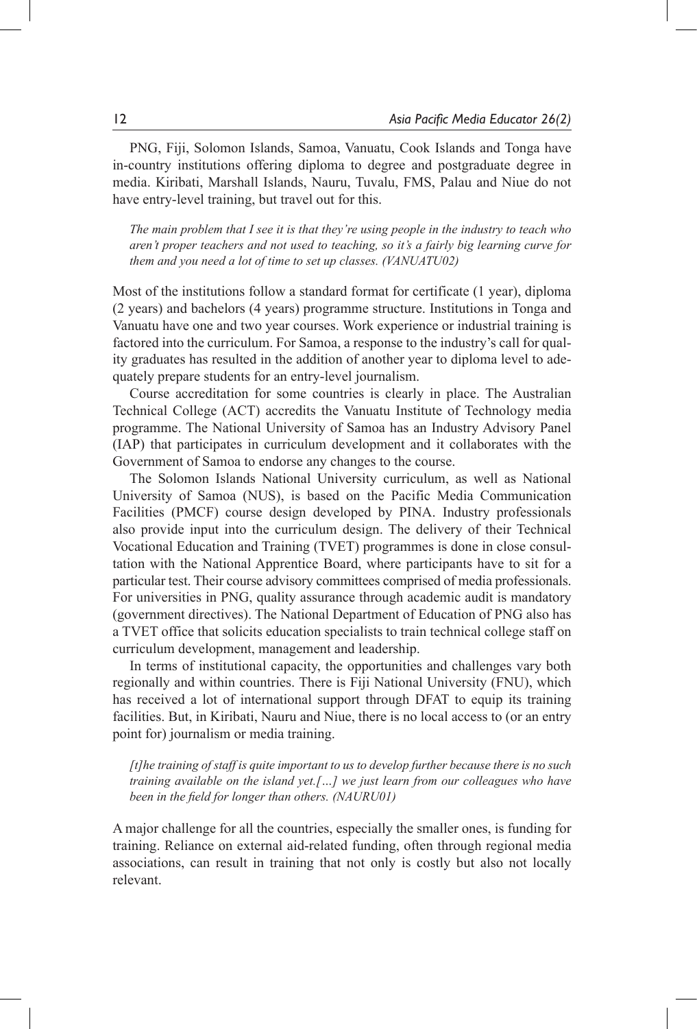PNG, Fiji, Solomon Islands, Samoa, Vanuatu, Cook Islands and Tonga have in-country institutions offering diploma to degree and postgraduate degree in media. Kiribati, Marshall Islands, Nauru, Tuvalu, FMS, Palau and Niue do not have entry-level training, but travel out for this.

> *The main problem that I see it is that they're using people in the industry to teach who aren't proper teachers and not used to teaching, so it's a fairly big learning curve for them and you need a lot of time to set up classes. (VANUATU02)*

Most of the institutions follow a standard format for certificate (1 year), diploma (2 years) and bachelors (4 years) programme structure. Institutions in Tonga and Vanuatu have one and two year courses. Work experience or industrial training is factored into the curriculum. For Samoa, a response to the industry's call for quality graduates has resulted in the addition of another year to diploma level to adequately prepare students for an entry-level journalism.

Course accreditation for some countries is clearly in place. The Australian Technical College (ACT) accredits the Vanuatu Institute of Technology media programme. The National University of Samoa has an Industry Advisory Panel (IAP) that participates in curriculum development and it collaborates with the Government of Samoa to endorse any changes to the course.

The Solomon Islands National University curriculum, as well as National University of Samoa (NUS), is based on the Pacific Media Communication Facilities (PMCF) course design developed by PINA. Industry professionals also provide input into the curriculum design. The delivery of their Technical Vocational Education and Training (TVET) programmes is done in close consultation with the National Apprentice Board, where participants have to sit for a particular test. Their course advisory committees comprised of media professionals. For universities in PNG, quality assurance through academic audit is mandatory (government directives). The National Department of Education of PNG also has a TVET office that solicits education specialists to train technical college staff on curriculum development, management and leadership.

In terms of institutional capacity, the opportunities and challenges vary both regionally and within countries. There is Fiji National University (FNU), which has received a lot of international support through DFAT to equip its training facilities. But, in Kiribati, Nauru and Niue, there is no local access to (or an entry point for) journalism or media training.

> *[t]he training of staff is quite important to us to develop further because there is no such training available on the island yet.[…] we just learn from our colleagues who have been in the field for longer than others. (NAURU01)*

A major challenge for all the countries, especially the smaller ones, is funding for training. Reliance on external aid-related funding, often through regional media associations, can result in training that not only is costly but also not locally relevant.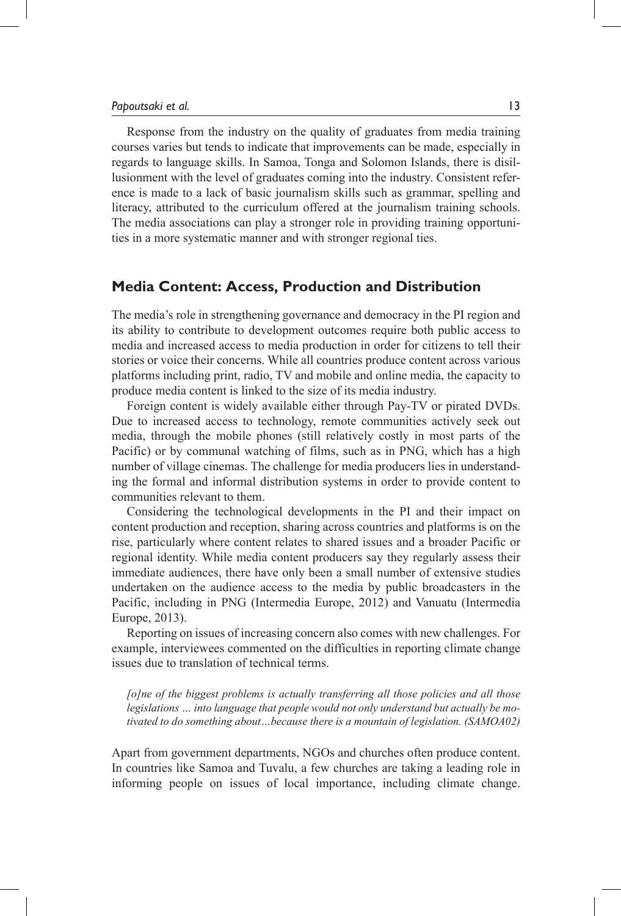Response from the industry on the quality of graduates from media training courses varies but tends to indicate that improvements can be made, especially in regards to language skills. In Samoa, Tonga and Solomon Islands, there is disillusionment with the level of graduates coming into the industry. Consistent reference is made to a lack of basic journalism skills such as grammar, spelling and literacy, attributed to the curriculum offered at the journalism training schools. The media associations can play a stronger role in providing training opportunities in a more systematic manner and with stronger regional ties.

## Media Content: Access, Production and Distribution

The media's role in strengthening governance and democracy in the PI region and its ability to contribute to development outcomes require both public access to media and increased access to media production in order for citizens to tell their stories or voice their concerns. While all countries produce content across various platforms including print, radio, TV and mobile and online media, the capacity to produce media content is linked to the size of its media industry.

Foreign content is widely available either through Pay-TV or pirated DVDs. Due to increased access to technology, remote communities actively seek out media, through the mobile phones (still relatively costly in most parts of the Pacific) or by communal watching of films, such as in PNG, which has a high number of village cinemas. The challenge for media producers lies in understanding the formal and informal distribution systems in order to provide content to communities relevant to them.

Considering the technological developments in the PI and their impact on content production and reception, sharing across countries and platforms is on the rise, particularly where content relates to shared issues and a broader Pacific or regional identity. While media content producers say they regularly assess their immediate audiences, there have only been a small number of extensive studies undertaken on the audience access to the media by public broadcasters in the Pacific, including in PNG (Intermedia Europe, 2012) and Vanuatu (Intermedia Europe, 2013).

Reporting on issues of increasing concern also comes with new challenges. For example, interviewees commented on the difficulties in reporting climate change issues due to translation of technical terms.

> *[o]ne of the biggest problems is actually transferring all those policies and all those legislations … into language that people would not only understand but actually be motivated to do something about…because there is a mountain of legislation. (SAMOA02)*

Apart from government departments, NGOs and churches often produce content. In countries like Samoa and Tuvalu, a few churches are taking a leading role in informing people on issues of local importance, including climate change.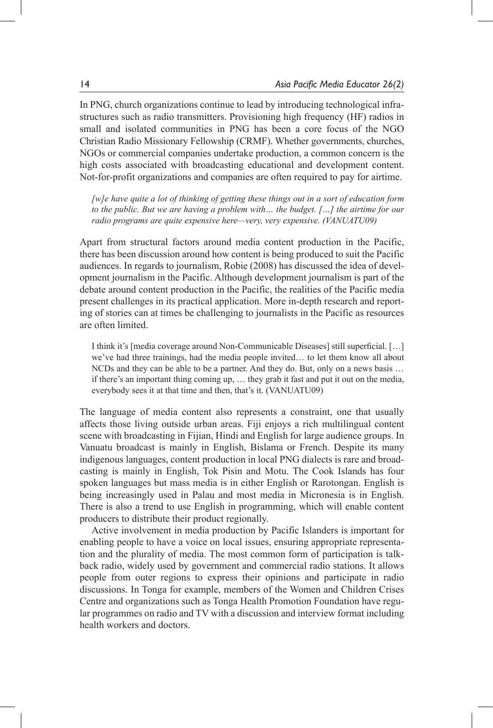In PNG, church organizations continue to lead by introducing technological infrastructures such as radio transmitters. Provisioning high frequency (HF) radios in small and isolated communities in PNG has been a core focus of the NGO Christian Radio Missionary Fellowship (CRMF). Whether governments, churches, NGOs or commercial companies undertake production, a common concern is the high costs associated with broadcasting educational and development content. Not-for-profit organizations and companies are often required to pay for airtime.

> *[w]e have quite a lot of thinking of getting these things out in a sort of education form to the public. But we are having a problem with… the budget. […] the airtime for our radio programs are quite expensive here—very, very expensive. (VANUATU09)*

Apart from structural factors around media content production in the Pacific, there has been discussion around how content is being produced to suit the Pacific audiences. In regards to journalism, Robie (2008) has discussed the idea of development journalism in the Pacific. Although development journalism is part of the debate around content production in the Pacific, the realities of the Pacific media present challenges in its practical application. More in-depth research and reporting of stories can at times be challenging to journalists in the Pacific as resources are often limited.

> I think it's [media coverage around Non-Communicable Diseases] still superficial. […] we've had three trainings, had the media people invited… to let them know all about NCDs and they can be able to be a partner. And they do. But, only on a news basis … if there's an important thing coming up, … they grab it fast and put it out on the media, everybody sees it at that time and then, that's it. (VANUATU09)

The language of media content also represents a constraint, one that usually affects those living outside urban areas. Fiji enjoys a rich multilingual content scene with broadcasting in Fijian, Hindi and English for large audience groups. In Vanuatu broadcast is mainly in English, Bislama or French. Despite its many indigenous languages, content production in local PNG dialects is rare and broadcasting is mainly in English, Tok Pisin and Motu. The Cook Islands has four spoken languages but mass media is in either English or Rarotongan. English is being increasingly used in Palau and most media in Micronesia is in English. There is also a trend to use English in programming, which will enable content producers to distribute their product regionally.

Active involvement in media production by Pacific Islanders is important for enabling people to have a voice on local issues, ensuring appropriate representation and the plurality of media. The most common form of participation is talkback radio, widely used by government and commercial radio stations. It allows people from outer regions to express their opinions and participate in radio discussions. In Tonga for example, members of the Women and Children Crises Centre and organizations such as Tonga Health Promotion Foundation have regular programmes on radio and TV with a discussion and interview format including health workers and doctors.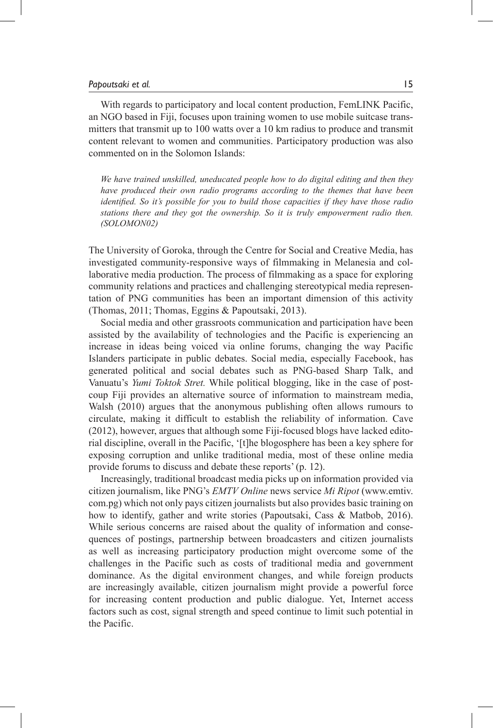With regards to participatory and local content production, FemLINK Pacific, an NGO based in Fiji, focuses upon training women to use mobile suitcase transmitters that transmit up to 100 watts over a 10 km radius to produce and transmit content relevant to women and communities. Participatory production was also commented on in the Solomon Islands:

> *We have trained unskilled, uneducated people how to do digital editing and then they have produced their own radio programs according to the themes that have been identified. So it's possible for you to build those capacities if they have those radio stations there and they got the ownership. So it is truly empowerment radio then. (SOLOMON02)*

The University of Goroka, through the Centre for Social and Creative Media, has investigated community-responsive ways of filmmaking in Melanesia and collaborative media production. The process of filmmaking as a space for exploring community relations and practices and challenging stereotypical media representation of PNG communities has been an important dimension of this activity (Thomas, 2011; Thomas, Eggins & Papoutsaki, 2013).

Social media and other grassroots communication and participation have been assisted by the availability of technologies and the Pacific is experiencing an increase in ideas being voiced via online forums, changing the way Pacific Islanders participate in public debates. Social media, especially Facebook, has generated political and social debates such as PNG-based Sharp Talk, and Vanuatu's *Yumi Toktok Stret.* While political blogging, like in the case of post-coup Fiji provides an alternative source of information to mainstream media, Walsh (2010) argues that the anonymous publishing often allows rumours to circulate, making it difficult to establish the reliability of information. Cave (2012), however, argues that although some Fiji-focused blogs have lacked editorial discipline, overall in the Pacific, '[t]he blogosphere has been a key sphere for exposing corruption and unlike traditional media, most of these online media provide forums to discuss and debate these reports' (p. 12).

Increasingly, traditional broadcast media picks up on information provided via citizen journalism, like PNG's *EMTV Online* news service *Mi Ripot* (www.emtiv.com.pg) which not only pays citizen journalists but also provides basic training on how to identify, gather and write stories (Papoutsaki, Cass & Matbob, 2016). While serious concerns are raised about the quality of information and consequences of postings, partnership between broadcasters and citizen journalists as well as increasing participatory production might overcome some of the challenges in the Pacific such as costs of traditional media and government dominance. As the digital environment changes, and while foreign products are increasingly available, citizen journalism might provide a powerful force for increasing content production and public dialogue. Yet, Internet access factors such as cost, signal strength and speed continue to limit such potential in the Pacific.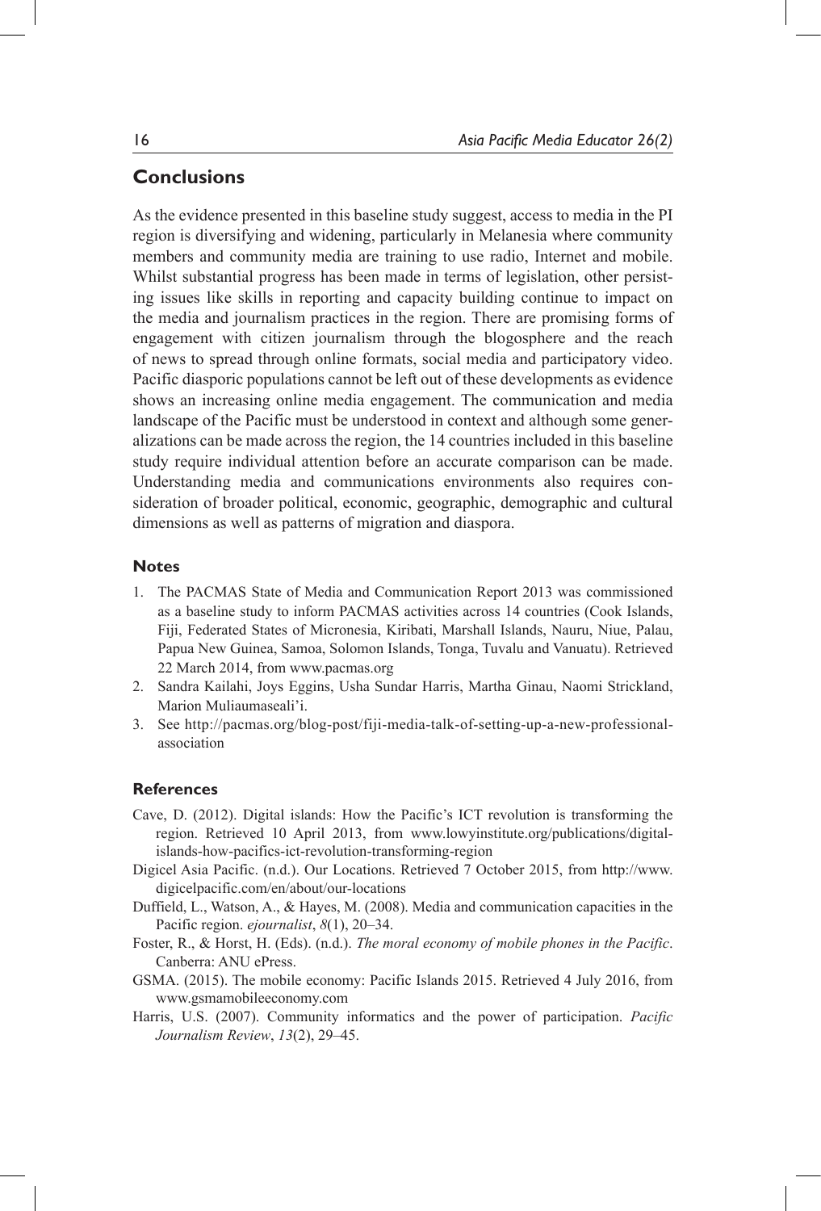## Conclusions

As the evidence presented in this baseline study suggest, access to media in the PI region is diversifying and widening, particularly in Melanesia where community members and community media are training to use radio, Internet and mobile. Whilst substantial progress has been made in terms of legislation, other persisting issues like skills in reporting and capacity building continue to impact on the media and journalism practices in the region. There are promising forms of engagement with citizen journalism through the blogosphere and the reach of news to spread through online formats, social media and participatory video. Pacific diasporic populations cannot be left out of these developments as evidence shows an increasing online media engagement. The communication and media landscape of the Pacific must be understood in context and although some generalizations can be made across the region, the 14 countries included in this baseline study require individual attention before an accurate comparison can be made. Understanding media and communications environments also requires consideration of broader political, economic, geographic, demographic and cultural dimensions as well as patterns of migration and diaspora.

### Notes

1. The PACMAS State of Media and Communication Report 2013 was commissioned as a baseline study to inform PACMAS activities across 14 countries (Cook Islands, Fiji, Federated States of Micronesia, Kiribati, Marshall Islands, Nauru, Niue, Palau, Papua New Guinea, Samoa, Solomon Islands, Tonga, Tuvalu and Vanuatu). Retrieved 22 March 2014, from www.pacmas.org
2. Sandra Kailahi, Joys Eggins, Usha Sundar Harris, Martha Ginau, Naomi Strickland, Marion Muliaumaseali'i.
3. See http://pacmas.org/blog-post/fiji-media-talk-of-setting-up-a-new-professional-association

### References

Cave, D. (2012). Digital islands: How the Pacific's ICT revolution is transforming the region. Retrieved 10 April 2013, from www.lowyinstitute.org/publications/digital-islands-how-pacifics-ict-revolution-transforming-region

Digicel Asia Pacific. (n.d.). Our Locations. Retrieved 7 October 2015, from http://www.digicelpacific.com/en/about/our-locations

Duffield, L., Watson, A., & Hayes, M. (2008). Media and communication capacities in the Pacific region. *ejournalist*, *8*(1), 20–34.

Foster, R., & Horst, H. (Eds). (n.d.). *The moral economy of mobile phones in the Pacific*. Canberra: ANU ePress.

GSMA. (2015). The mobile economy: Pacific Islands 2015. Retrieved 4 July 2016, from www.gsmamobileeconomy.com

Harris, U.S. (2007). Community informatics and the power of participation. *Pacific Journalism Review*, *13*(2), 29–45.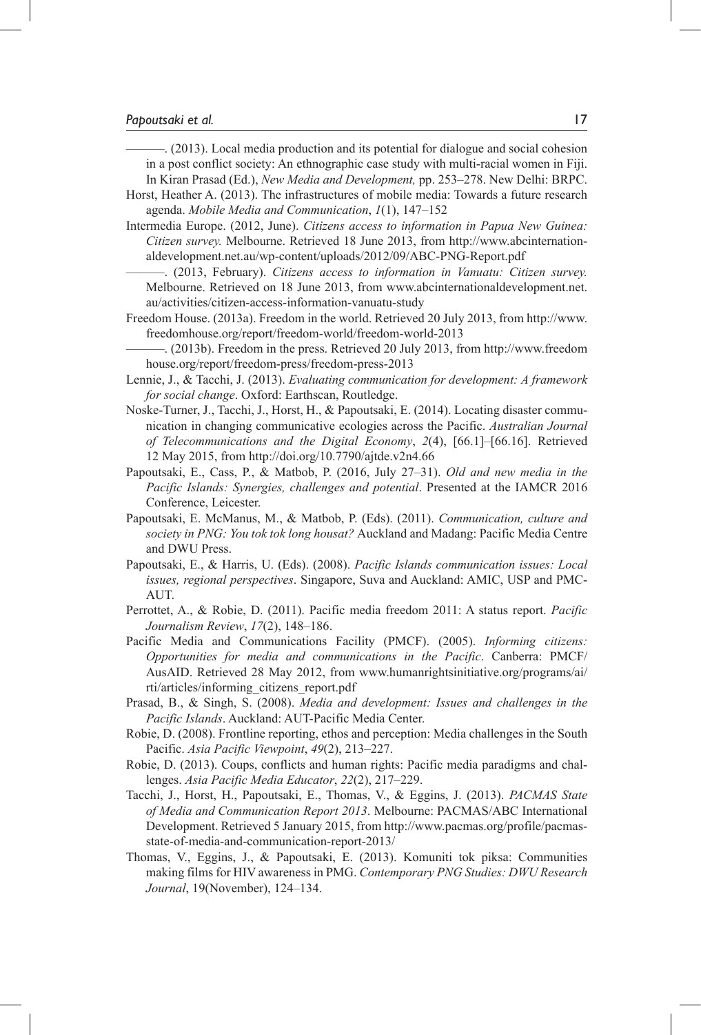———. (2013). Local media production and its potential for dialogue and social cohesion in a post conflict society: An ethnographic case study with multi-racial women in Fiji. In Kiran Prasad (Ed.), *New Media and Development,* pp. 253–278. New Delhi: BRPC.

Horst, Heather A. (2013). The infrastructures of mobile media: Towards a future research agenda. *Mobile Media and Communication*, *1*(1), 147–152

Intermedia Europe. (2012, June). *Citizens access to information in Papua New Guinea: Citizen survey.* Melbourne. Retrieved 18 June 2013, from http://www.abcinternationaldevelopment.net.au/wp-content/uploads/2012/09/ABC-PNG-Report.pdf

———. (2013, February). *Citizens access to information in Vanuatu: Citizen survey.* Melbourne. Retrieved on 18 June 2013, from www.abcinternationaldevelopment.net.au/activities/citizen-access-information-vanuatu-study

Freedom House. (2013a). Freedom in the world. Retrieved 20 July 2013, from http://www.freedomhouse.org/report/freedom-world/freedom-world-2013

———. (2013b). Freedom in the press. Retrieved 20 July 2013, from http://www.freedomhouse.org/report/freedom-press/freedom-press-2013

Lennie, J., & Tacchi, J. (2013). *Evaluating communication for development: A framework for social change*. Oxford: Earthscan, Routledge.

Noske-Turner, J., Tacchi, J., Horst, H., & Papoutsaki, E. (2014). Locating disaster communication in changing communicative ecologies across the Pacific. *Australian Journal of Telecommunications and the Digital Economy*, *2*(4), [66.1]–[66.16]. Retrieved 12 May 2015, from http://doi.org/10.7790/ajtde.v2n4.66

Papoutsaki, E., Cass, P., & Matbob, P. (2016, July 27–31). *Old and new media in the Pacific Islands: Synergies, challenges and potential*. Presented at the IAMCR 2016 Conference, Leicester.

Papoutsaki, E. McManus, M., & Matbob, P. (Eds). (2011). *Communication, culture and society in PNG: You tok tok long housat?* Auckland and Madang: Pacific Media Centre and DWU Press.

Papoutsaki, E., & Harris, U. (Eds). (2008). *Pacific Islands communication issues: Local issues, regional perspectives*. Singapore, Suva and Auckland: AMIC, USP and PMC-AUT.

Perrottet, A., & Robie, D. (2011). Pacific media freedom 2011: A status report. *Pacific Journalism Review*, *17*(2), 148–186.

Pacific Media and Communications Facility (PMCF). (2005). *Informing citizens: Opportunities for media and communications in the Pacific*. Canberra: PMCF/AusAID. Retrieved 28 May 2012, from www.humanrightsinitiative.org/programs/ai/rti/articles/informing_citizens_report.pdf

Prasad, B., & Singh, S. (2008). *Media and development: Issues and challenges in the Pacific Islands*. Auckland: AUT-Pacific Media Center.

Robie, D. (2008). Frontline reporting, ethos and perception: Media challenges in the South Pacific. *Asia Pacific Viewpoint*, *49*(2), 213–227.

Robie, D. (2013). Coups, conflicts and human rights: Pacific media paradigms and challenges. *Asia Pacific Media Educator*, *22*(2), 217–229.

Tacchi, J., Horst, H., Papoutsaki, E., Thomas, V., & Eggins, J. (2013). *PACMAS State of Media and Communication Report 2013*. Melbourne: PACMAS/ABC International Development. Retrieved 5 January 2015, from http://www.pacmas.org/profile/pacmas-state-of-media-and-communication-report-2013/

Thomas, V., Eggins, J., & Papoutsaki, E. (2013). Komuniti tok piksa: Communities making films for HIV awareness in PMG. *Contemporary PNG Studies: DWU Research Journal*, 19(November), 124–134.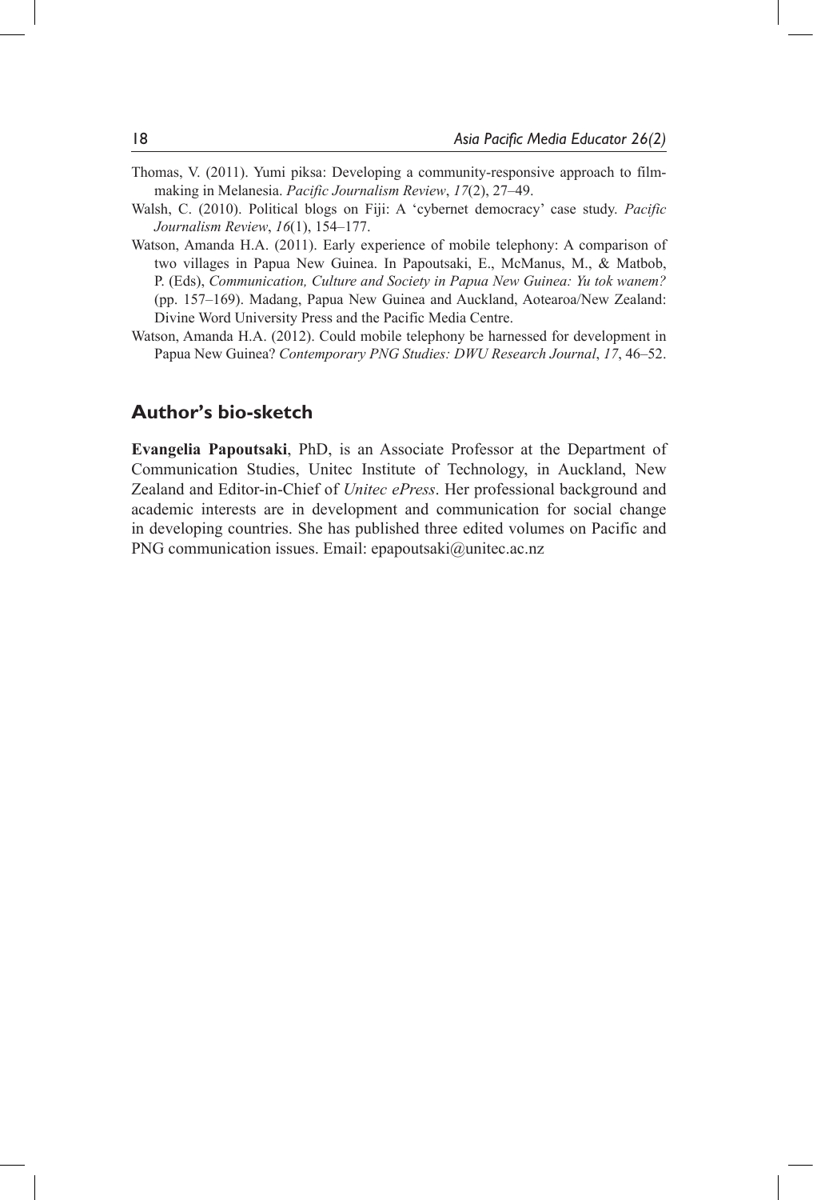Thomas, V. (2011). Yumi piksa: Developing a community-responsive approach to filmmaking in Melanesia. *Pacific Journalism Review*, *17*(2), 27–49.

Walsh, C. (2010). Political blogs on Fiji: A 'cybernet democracy' case study. *Pacific Journalism Review*, *16*(1), 154–177.

Watson, Amanda H.A. (2011). Early experience of mobile telephony: A comparison of two villages in Papua New Guinea. In Papoutsaki, E., McManus, M., & Matbob, P. (Eds), *Communication, Culture and Society in Papua New Guinea: Yu tok wanem?* (pp. 157–169). Madang, Papua New Guinea and Auckland, Aotearoa/New Zealand: Divine Word University Press and the Pacific Media Centre.

Watson, Amanda H.A. (2012). Could mobile telephony be harnessed for development in Papua New Guinea? *Contemporary PNG Studies: DWU Research Journal*, *17*, 46–52.

## Author's bio-sketch

**Evangelia Papoutsaki**, PhD, is an Associate Professor at the Department of Communication Studies, Unitec Institute of Technology, in Auckland, New Zealand and Editor-in-Chief of *Unitec ePress*. Her professional background and academic interests are in development and communication for social change in developing countries. She has published three edited volumes on Pacific and PNG communication issues. Email: epapoutsaki@unitec.ac.nz